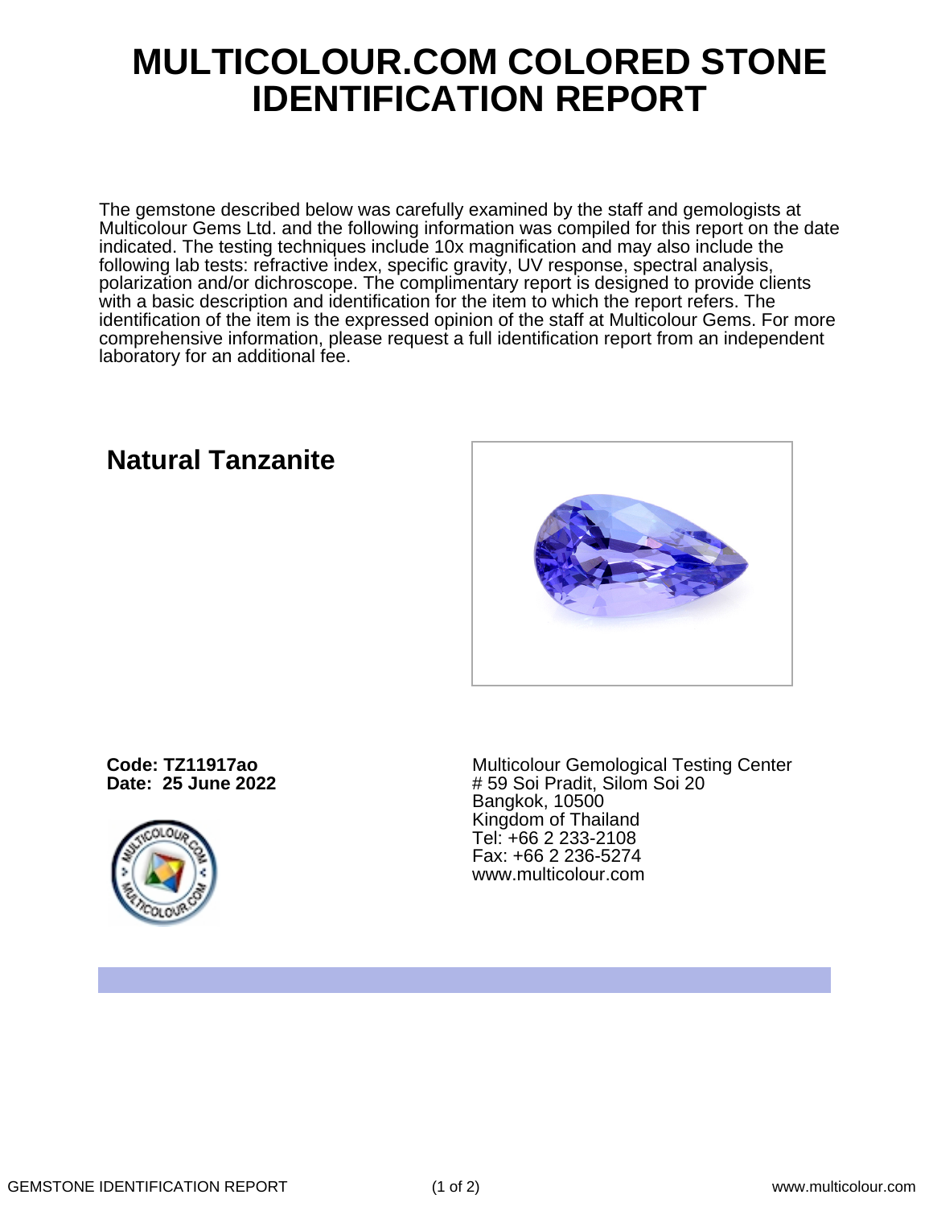# MULTICOLOUR.COM COLORED STONE IDENTIFICATION REPORT

The gemstone described below was carefully examined by the staff and gemologists at Multicolour Gems Ltd. and the following information was compiled for this report on the date indicated. The testing techniques include 10x magnification and may also include the following lab tests: refractive index, specific gravity, UV response, spectral analysis, polarization and/or dichroscope. The complimentary report is designed to provide clients with a basic description and identification for the item to which the report refers. The identification of the item is the expressed opinion of the staff at Multicolour Gems. For more comprehensive information, please request a full identification report from an independent laboratory for an additional fee.

## Natural Tanzanite

**Code: TZ11917ao**
**Date: 25 June 2022**

Multicolour Gemological Testing Center
# 59 Soi Pradit, Silom Soi 20
Bangkok, 10500
Kingdom of Thailand
Tel: +66 2 233-2108
Fax: +66 2 236-5274
www.multicolour.com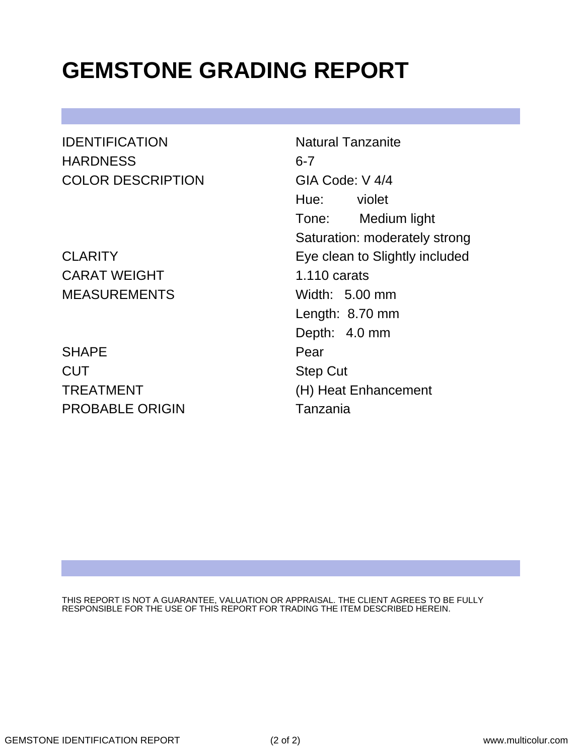# GEMSTONE GRADING REPORT

| | |
|---|---|
| IDENTIFICATION | Natural Tanzanite |
| HARDNESS | 6-7 |
| COLOR DESCRIPTION | GIA Code: V 4/4 |
| | Hue: violet |
| | Tone: Medium light |
| | Saturation: moderately strong |
| CLARITY | Eye clean to Slightly included |
| CARAT WEIGHT | 1.110 carats |
| MEASUREMENTS | Width: 5.00 mm |
| | Length: 8.70 mm |
| | Depth: 4.0 mm |
| SHAPE | Pear |
| CUT | Step Cut |
| TREATMENT | (H) Heat Enhancement |
| PROBABLE ORIGIN | Tanzania |

THIS REPORT IS NOT A GUARANTEE, VALUATION OR APPRAISAL. THE CLIENT AGREES TO BE FULLY RESPONSIBLE FOR THE USE OF THIS REPORT FOR TRADING THE ITEM DESCRIBED HEREIN.